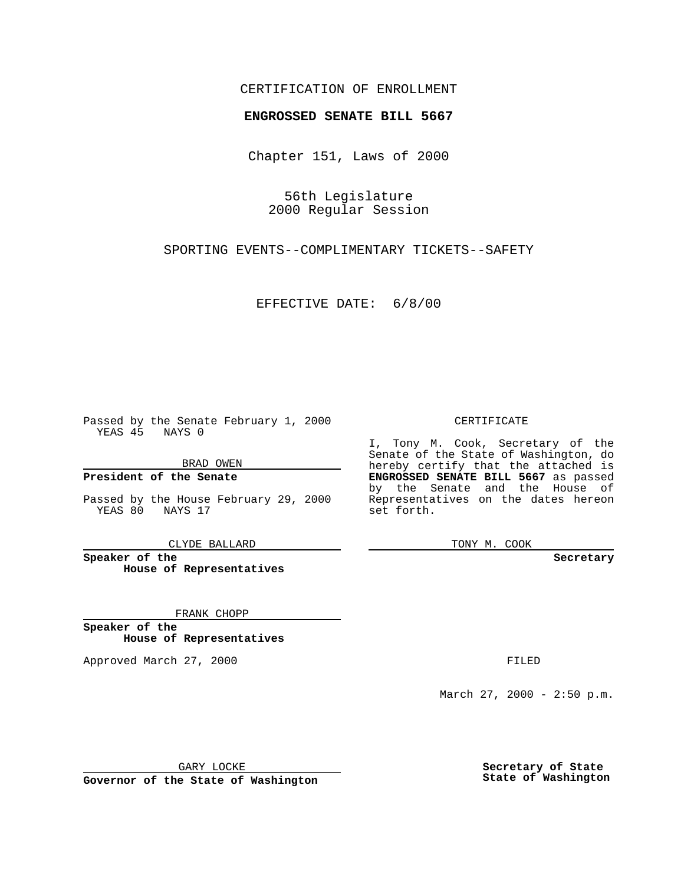CERTIFICATION OF ENROLLMENT

**ENGROSSED SENATE BILL 5667**

Chapter 151, Laws of 2000

56th Legislature
2000 Regular Session

SPORTING EVENTS--COMPLIMENTARY TICKETS--SAFETY

EFFECTIVE DATE: 6/8/00

Passed by the Senate February 1, 2000
YEAS 45 NAYS 0

BRAD OWEN

**President of the Senate**

Passed by the House February 29, 2000
YEAS 80 NAYS 17

CLYDE BALLARD

**Speaker of the House of Representatives**

FRANK CHOPP

**Speaker of the House of Representatives**

Approved March 27, 2000

GARY LOCKE

**Governor of the State of Washington**

CERTIFICATE

I, Tony M. Cook, Secretary of the Senate of the State of Washington, do hereby certify that the attached is **ENGROSSED SENATE BILL 5667** as passed by the Senate and the House of Representatives on the dates hereon set forth.

TONY M. COOK

**Secretary**

FILED

March 27, 2000 - 2:50 p.m.

**Secretary of State State of Washington**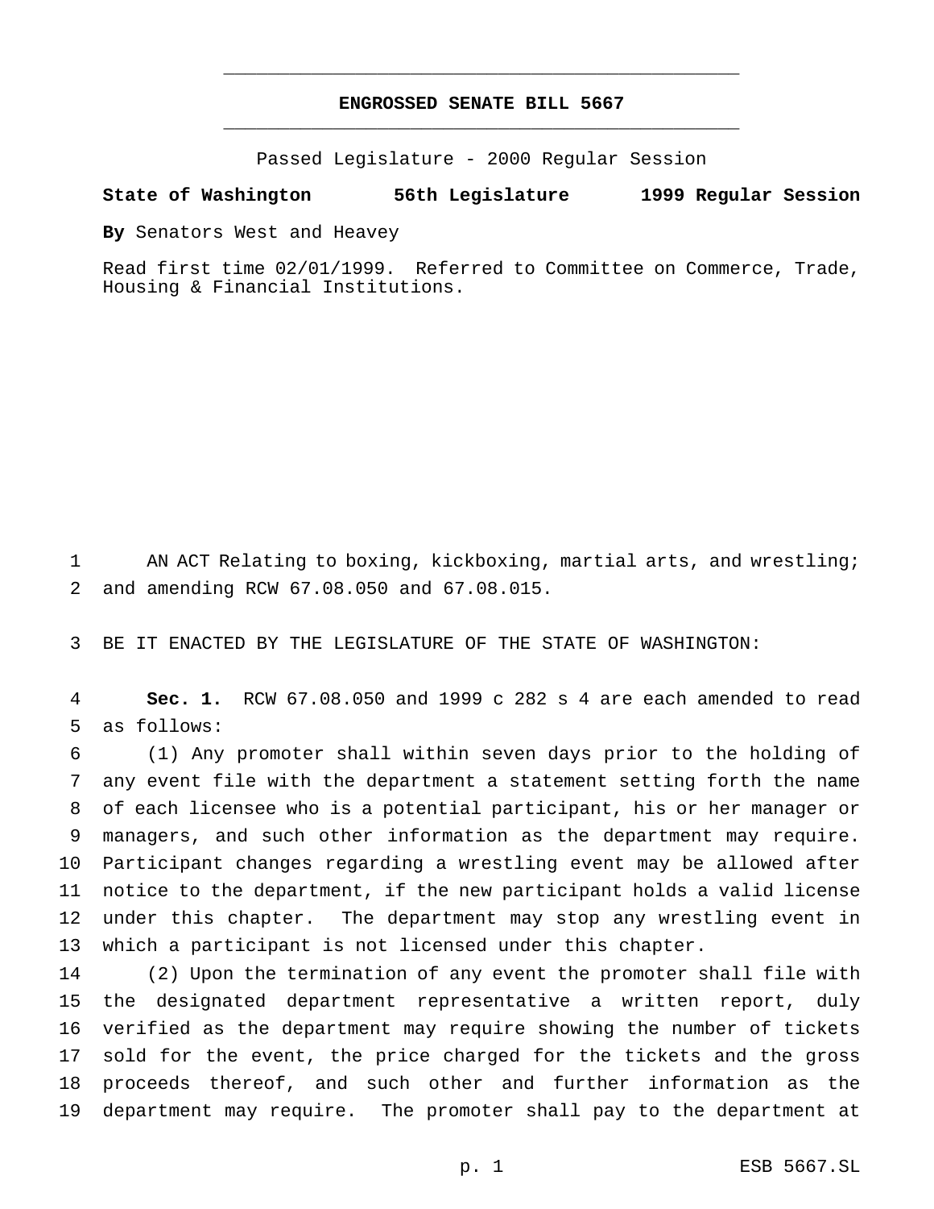# ENGROSSED SENATE BILL 5667

Passed Legislature - 2000 Regular Session

**State of Washington 56th Legislature 1999 Regular Session**

**By** Senators West and Heavey

Read first time 02/01/1999. Referred to Committee on Commerce, Trade, Housing & Financial Institutions.

AN ACT Relating to boxing, kickboxing, martial arts, and wrestling; and amending RCW 67.08.050 and 67.08.015.

BE IT ENACTED BY THE LEGISLATURE OF THE STATE OF WASHINGTON:

**Sec. 1.** RCW 67.08.050 and 1999 c 282 s 4 are each amended to read as follows:

(1) Any promoter shall within seven days prior to the holding of any event file with the department a statement setting forth the name of each licensee who is a potential participant, his or her manager or managers, and such other information as the department may require. Participant changes regarding a wrestling event may be allowed after notice to the department, if the new participant holds a valid license under this chapter. The department may stop any wrestling event in which a participant is not licensed under this chapter.

(2) Upon the termination of any event the promoter shall file with the designated department representative a written report, duly verified as the department may require showing the number of tickets sold for the event, the price charged for the tickets and the gross proceeds thereof, and such other and further information as the department may require. The promoter shall pay to the department at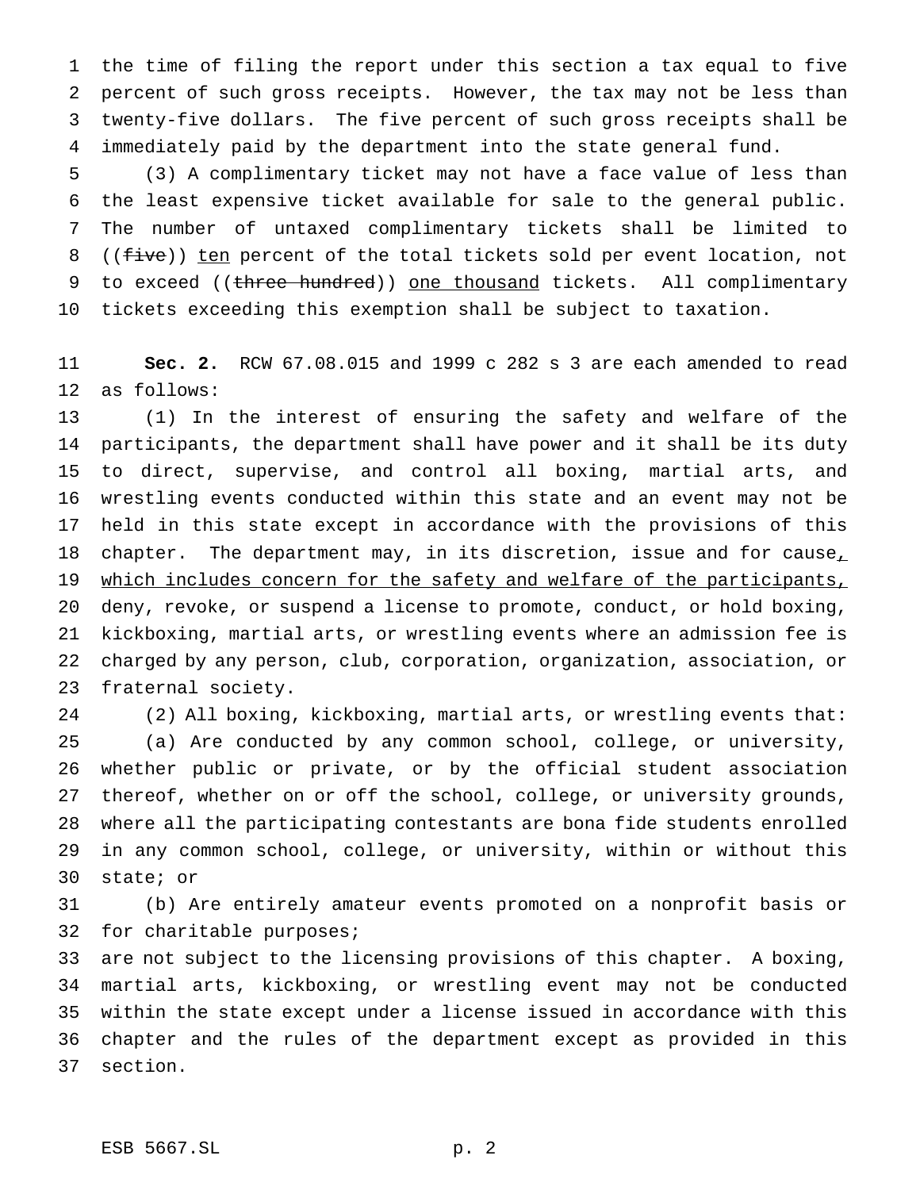the time of filing the report under this section a tax equal to five percent of such gross receipts. However, the tax may not be less than twenty-five dollars. The five percent of such gross receipts shall be immediately paid by the department into the state general fund.

(3) A complimentary ticket may not have a face value of less than the least expensive ticket available for sale to the general public. The number of untaxed complimentary tickets shall be limited to ((~~five~~)) <u>ten</u> percent of the total tickets sold per event location, not to exceed ((~~three hundred~~)) <u>one thousand</u> tickets. All complimentary tickets exceeding this exemption shall be subject to taxation.

**Sec. 2.** RCW 67.08.015 and 1999 c 282 s 3 are each amended to read as follows:

(1) In the interest of ensuring the safety and welfare of the participants, the department shall have power and it shall be its duty to direct, supervise, and control all boxing, martial arts, and wrestling events conducted within this state and an event may not be held in this state except in accordance with the provisions of this chapter. The department may, in its discretion, issue and for cause<u>, which includes concern for the safety and welfare of the participants,</u> deny, revoke, or suspend a license to promote, conduct, or hold boxing, kickboxing, martial arts, or wrestling events where an admission fee is charged by any person, club, corporation, organization, association, or fraternal society.

(2) All boxing, kickboxing, martial arts, or wrestling events that:

(a) Are conducted by any common school, college, or university, whether public or private, or by the official student association thereof, whether on or off the school, college, or university grounds, where all the participating contestants are bona fide students enrolled in any common school, college, or university, within or without this state; or

(b) Are entirely amateur events promoted on a nonprofit basis or for charitable purposes;

are not subject to the licensing provisions of this chapter. A boxing, martial arts, kickboxing, or wrestling event may not be conducted within the state except under a license issued in accordance with this chapter and the rules of the department except as provided in this section.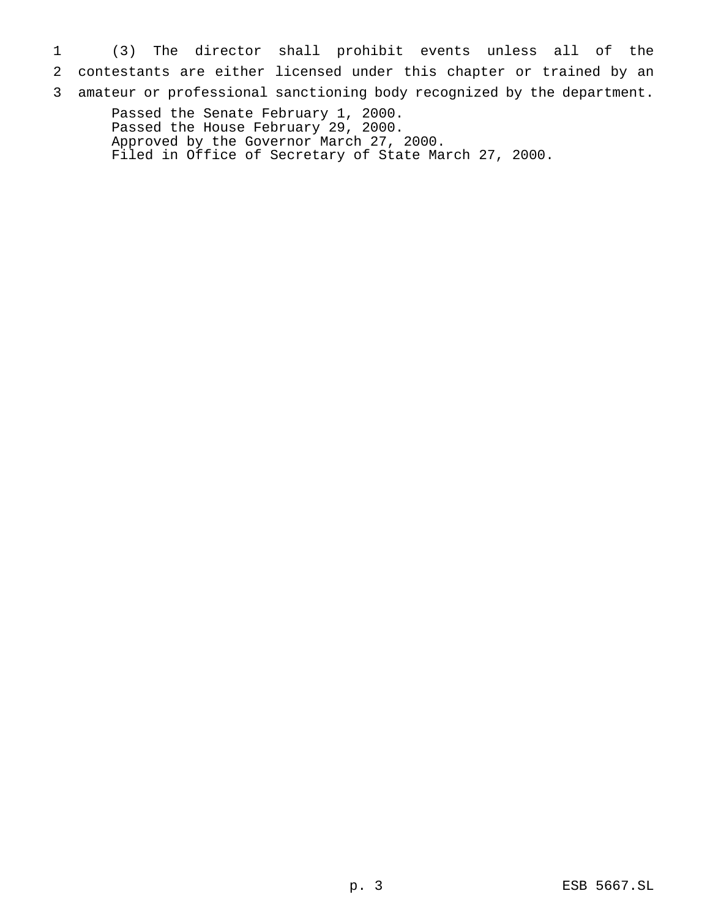(3) The director shall prohibit events unless all of the contestants are either licensed under this chapter or trained by an amateur or professional sanctioning body recognized by the department.

Passed the Senate February 1, 2000.
Passed the House February 29, 2000.
Approved by the Governor March 27, 2000.
Filed in Office of Secretary of State March 27, 2000.